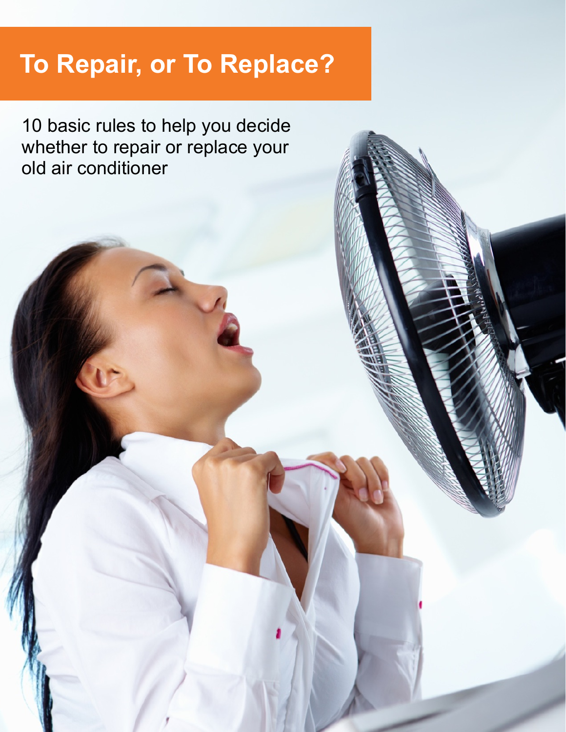# To Repair, or To Replace?

10 basic rules to help you decide whether to repair or replace your old air conditioner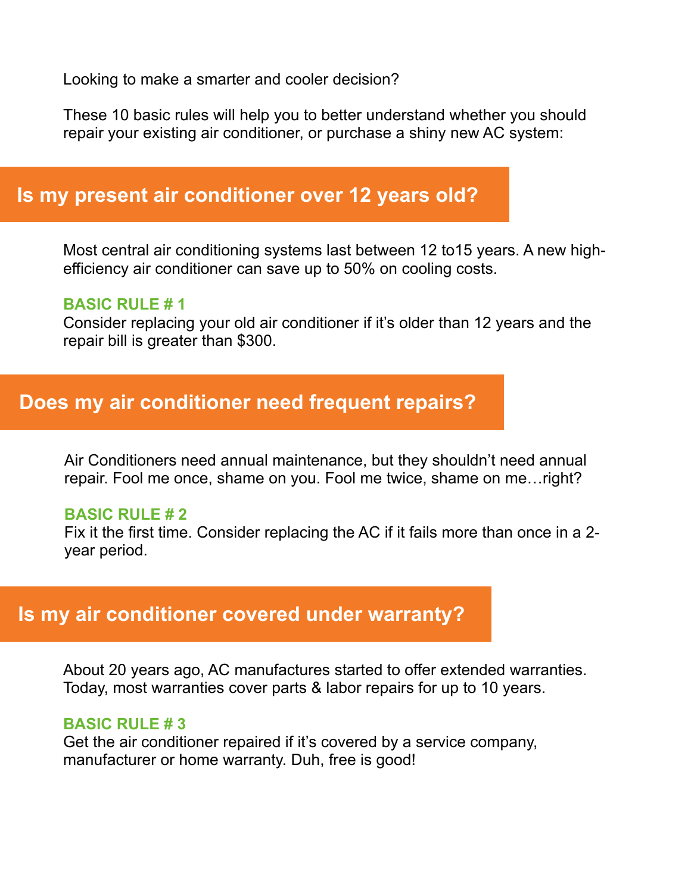Looking to make a smarter and cooler decision?

These 10 basic rules will help you to better understand whether you should repair your existing air conditioner, or purchase a shiny new AC system:

## Is my present air conditioner over 12 years old?

Most central air conditioning systems last between 12 to15 years. A new high-efficiency air conditioner can save up to 50% on cooling costs.

**BASIC RULE # 1**
Consider replacing your old air conditioner if it's older than 12 years and the repair bill is greater than $300.

## Does my air conditioner need frequent repairs?

Air Conditioners need annual maintenance, but they shouldn't need annual repair. Fool me once, shame on you. Fool me twice, shame on me…right?

**BASIC RULE # 2**
Fix it the first time. Consider replacing the AC if it fails more than once in a 2-year period.

## Is my air conditioner covered under warranty?

About 20 years ago, AC manufactures started to offer extended warranties. Today, most warranties cover parts & labor repairs for up to 10 years.

**BASIC RULE # 3**
Get the air conditioner repaired if it's covered by a service company, manufacturer or home warranty. Duh, free is good!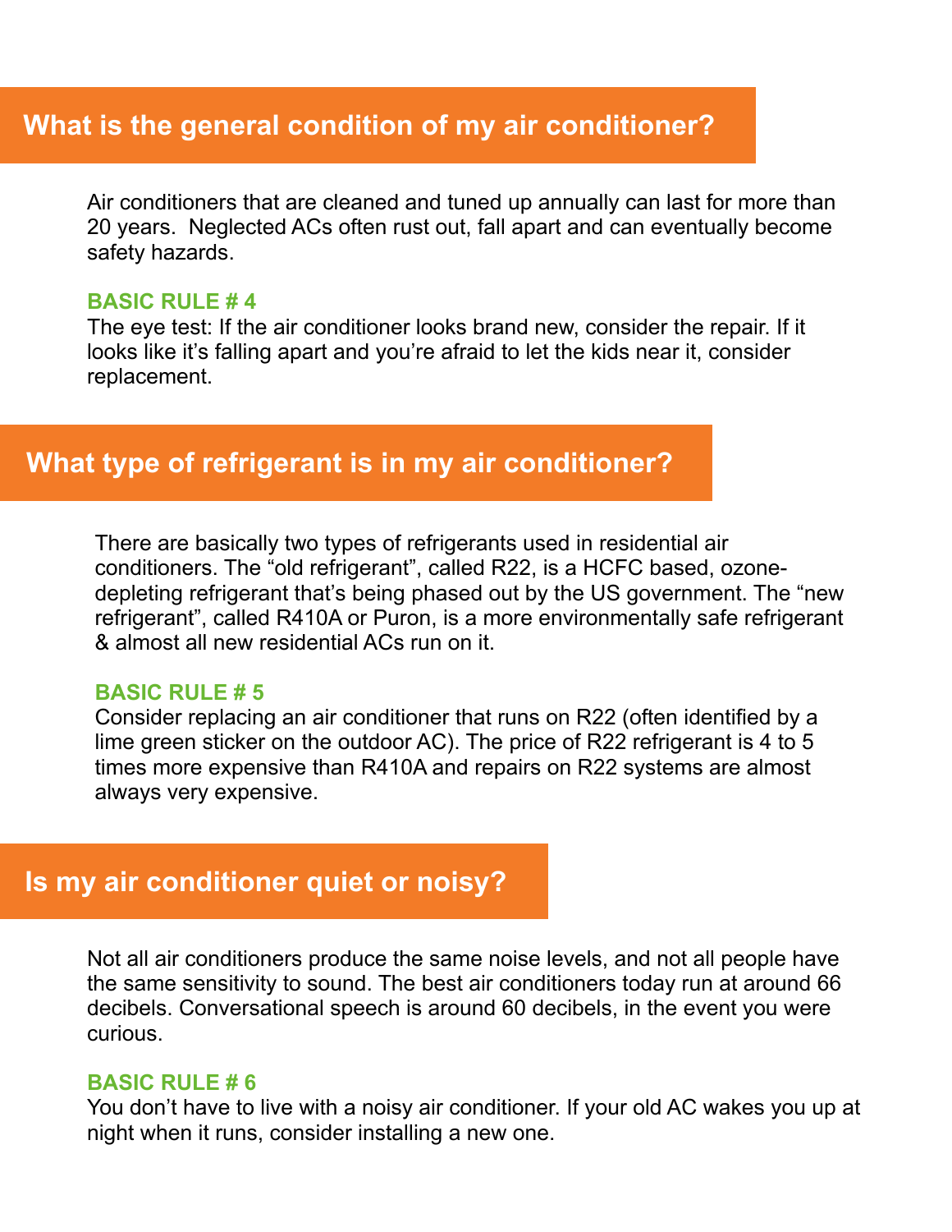## What is the general condition of my air conditioner?

Air conditioners that are cleaned and tuned up annually can last for more than 20 years. Neglected ACs often rust out, fall apart and can eventually become safety hazards.

**BASIC RULE # 4**

The eye test: If the air conditioner looks brand new, consider the repair. If it looks like it's falling apart and you're afraid to let the kids near it, consider replacement.

## What type of refrigerant is in my air conditioner?

There are basically two types of refrigerants used in residential air conditioners. The "old refrigerant", called R22, is a HCFC based, ozone-depleting refrigerant that's being phased out by the US government. The "new refrigerant", called R410A or Puron, is a more environmentally safe refrigerant & almost all new residential ACs run on it.

**BASIC RULE # 5**

Consider replacing an air conditioner that runs on R22 (often identified by a lime green sticker on the outdoor AC). The price of R22 refrigerant is 4 to 5 times more expensive than R410A and repairs on R22 systems are almost always very expensive.

## Is my air conditioner quiet or noisy?

Not all air conditioners produce the same noise levels, and not all people have the same sensitivity to sound. The best air conditioners today run at around 66 decibels. Conversational speech is around 60 decibels, in the event you were curious.

**BASIC RULE # 6**

You don't have to live with a noisy air conditioner. If your old AC wakes you up at night when it runs, consider installing a new one.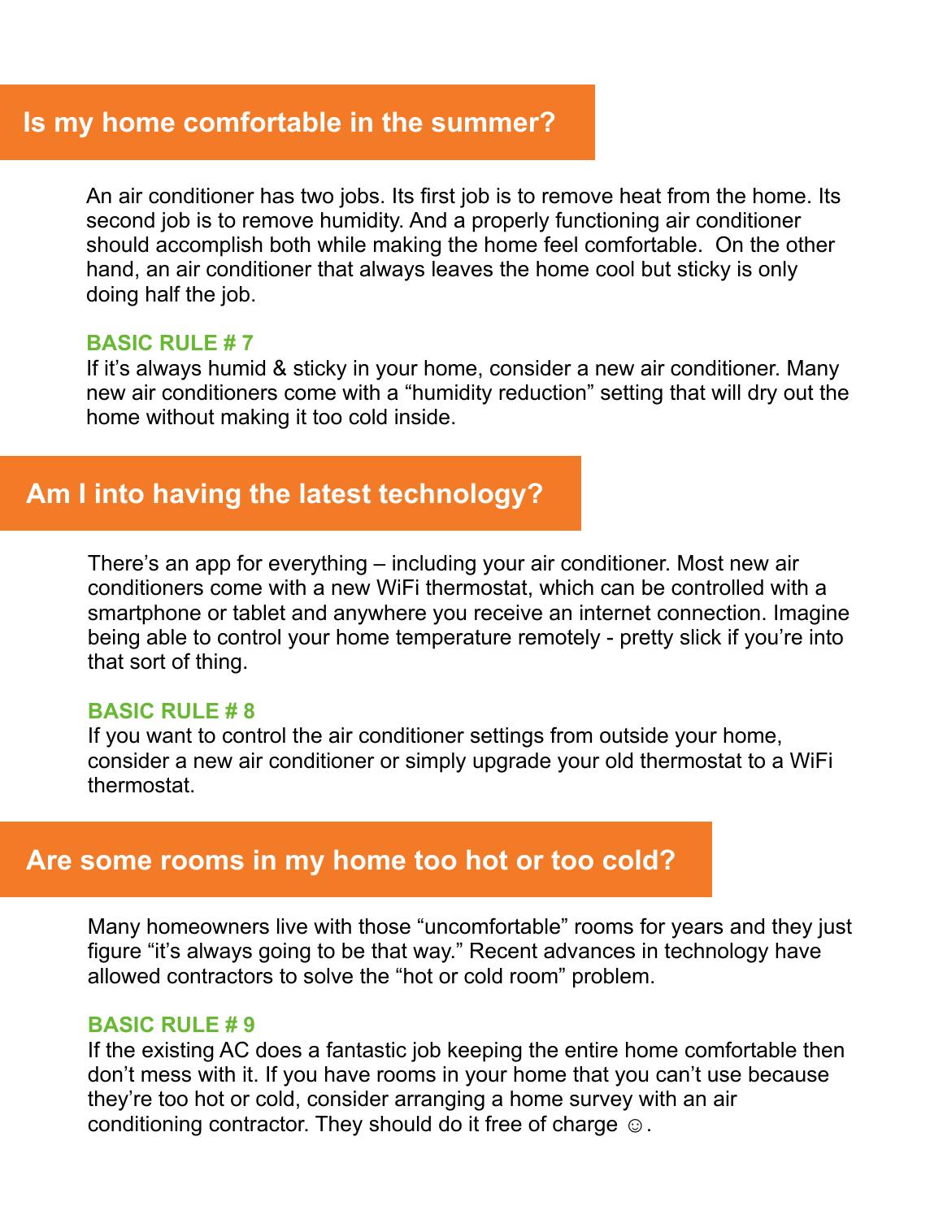## Is my home comfortable in the summer?

An air conditioner has two jobs. Its first job is to remove heat from the home. Its second job is to remove humidity. And a properly functioning air conditioner should accomplish both while making the home feel comfortable. On the other hand, an air conditioner that always leaves the home cool but sticky is only doing half the job.

**BASIC RULE # 7**

If it's always humid & sticky in your home, consider a new air conditioner. Many new air conditioners come with a "humidity reduction" setting that will dry out the home without making it too cold inside.

## Am I into having the latest technology?

There's an app for everything – including your air conditioner. Most new air conditioners come with a new WiFi thermostat, which can be controlled with a smartphone or tablet and anywhere you receive an internet connection. Imagine being able to control your home temperature remotely - pretty slick if you're into that sort of thing.

**BASIC RULE # 8**

If you want to control the air conditioner settings from outside your home, consider a new air conditioner or simply upgrade your old thermostat to a WiFi thermostat.

## Are some rooms in my home too hot or too cold?

Many homeowners live with those "uncomfortable" rooms for years and they just figure "it's always going to be that way." Recent advances in technology have allowed contractors to solve the "hot or cold room" problem.

**BASIC RULE # 9**

If the existing AC does a fantastic job keeping the entire home comfortable then don't mess with it. If you have rooms in your home that you can't use because they're too hot or cold, consider arranging a home survey with an air conditioning contractor. They should do it free of charge ☺.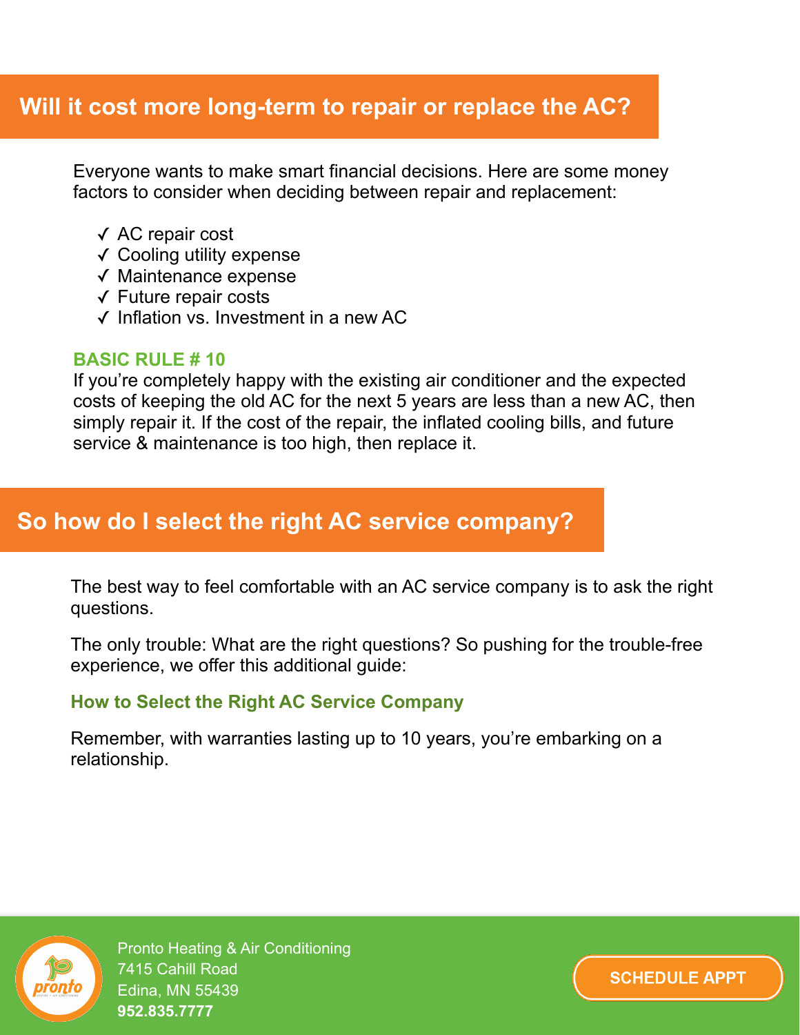## Will it cost more long-term to repair or replace the AC?

Everyone wants to make smart financial decisions. Here are some money factors to consider when deciding between repair and replacement:

- ✓ AC repair cost
- ✓ Cooling utility expense
- ✓ Maintenance expense
- ✓ Future repair costs
- ✓ Inflation vs. Investment in a new AC

**BASIC RULE # 10**

If you're completely happy with the existing air conditioner and the expected costs of keeping the old AC for the next 5 years are less than a new AC, then simply repair it. If the cost of the repair, the inflated cooling bills, and future service & maintenance is too high, then replace it.

## So how do I select the right AC service company?

The best way to feel comfortable with an AC service company is to ask the right questions.

The only trouble: What are the right questions? So pushing for the trouble-free experience, we offer this additional guide:

**How to Select the Right AC Service Company**

Remember, with warranties lasting up to 10 years, you're embarking on a relationship.

Pronto Heating & Air Conditioning
7415 Cahill Road
Edina, MN 55439
**952.835.7777**

SCHEDULE APPT